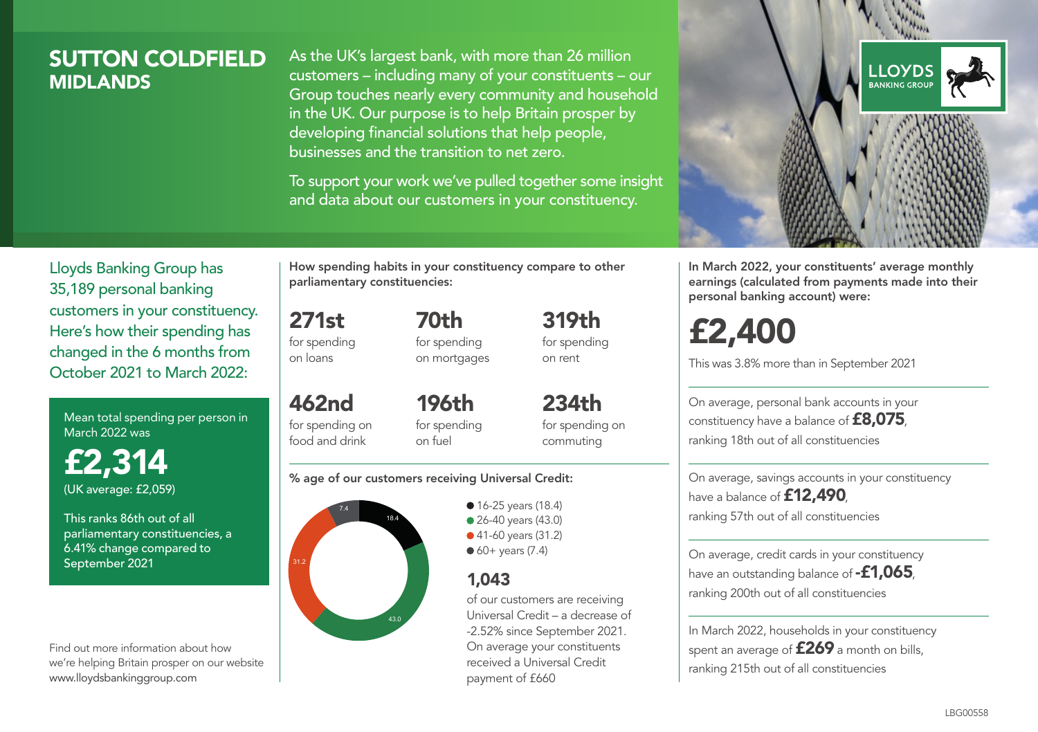# SUTTON COLDFIELD
## MIDLANDS

As the UK's largest bank, with more than 26 million customers – including many of your constituents – our Group touches nearly every community and household in the UK. Our purpose is to help Britain prosper by developing financial solutions that help people, businesses and the transition to net zero.

To support your work we've pulled together some insight and data about our customers in your constituency.

LLOYDS BANKING GROUP

Lloyds Banking Group has 35,189 personal banking customers in your constituency. Here's how their spending has changed in the 6 months from October 2021 to March 2022:

Mean total spending per person in March 2022 was

**£2,314**
(UK average: £2,059)

This ranks 86th out of all parliamentary constituencies, a 6.41% change compared to September 2021

Find out more information about how we're helping Britain prosper on our website www.lloydsbankinggroup.com

**How spending habits in your constituency compare to other parliamentary constituencies:**

**271st** for spending on loans

**70th** for spending on mortgages

**319th** for spending on rent

**462nd** for spending on food and drink

**196th** for spending on fuel

**234th** for spending on commuting

**% age of our customers receiving Universal Credit:**

- 16-25 years (18.4)
- 26-40 years (43.0)
- 41-60 years (31.2)
- 60+ years (7.4)

**1,043**
of our customers are receiving Universal Credit – a decrease of -2.52% since September 2021. On average your constituents received a Universal Credit payment of £660

**In March 2022, your constituents' average monthly earnings (calculated from payments made into their personal banking account) were:**

**£2,400**
This was 3.8% more than in September 2021

On average, personal bank accounts in your constituency have a balance of **£8,075**, ranking 18th out of all constituencies

On average, savings accounts in your constituency have a balance of **£12,490**, ranking 57th out of all constituencies

On average, credit cards in your constituency have an outstanding balance of **-£1,065**, ranking 200th out of all constituencies

In March 2022, households in your constituency spent an average of **£269** a month on bills, ranking 215th out of all constituencies

LBG00558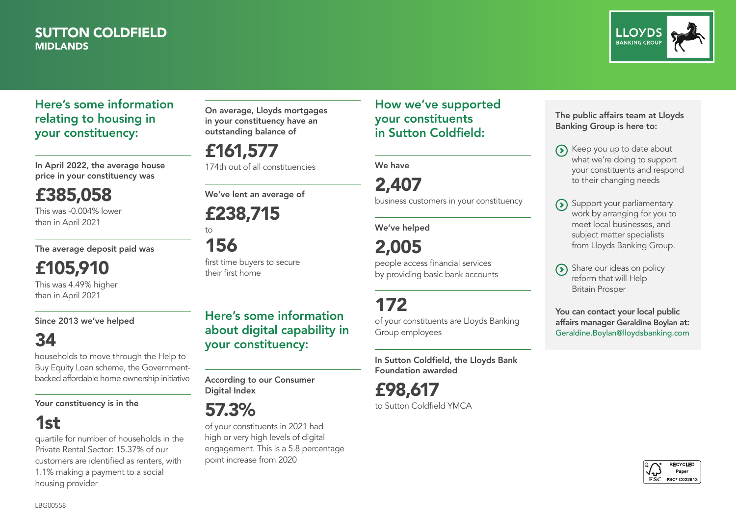# SUTTON COLDFIELD
## MIDLANDS

LLOYDS BANKING GROUP

## Here's some information relating to housing in your constituency:

**In April 2022, the average house price in your constituency was**

**£385,058**

This was -0.004% lower than in April 2021

**The average deposit paid was**

**£105,910**

This was 4.49% higher than in April 2021

**Since 2013 we've helped**

**34**

households to move through the Help to Buy Equity Loan scheme, the Government-backed affordable home ownership initiative

**Your constituency is in the**

**1st**

quartile for number of households in the Private Rental Sector: 15.37% of our customers are identified as renters, with 1.1% making a payment to a social housing provider

**On average, Lloyds mortgages in your constituency have an outstanding balance of**

**£161,577**

174th out of all constituencies

**We've lent an average of**

**£238,715**

to

**156**

first time buyers to secure their first home

## Here's some information about digital capability in your constituency:

**According to our Consumer Digital Index**

**57.3%**

of your constituents in 2021 had high or very high levels of digital engagement. This is a 5.8 percentage point increase from 2020

## How we've supported your constituents in Sutton Coldfield:

**We have**

**2,407**

business customers in your constituency

**We've helped**

**2,005**

people access financial services by providing basic bank accounts

**172**

of your constituents are Lloyds Banking Group employees

**In Sutton Coldfield, the Lloyds Bank Foundation awarded**

**£98,617**

to Sutton Coldfield YMCA

**The public affairs team at Lloyds Banking Group is here to:**

- Keep you up to date about what we're doing to support your constituents and respond to their changing needs
- Support your parliamentary work by arranging for you to meet local businesses, and subject matter specialists from Lloyds Banking Group.
- Share our ideas on policy reform that will Help Britain Prosper

**You can contact your local public affairs manager Geraldine Boylan at:**
Geraldine.Boylan@lloydsbanking.com

RECYCLED Paper FSC® C022913

LBG00558